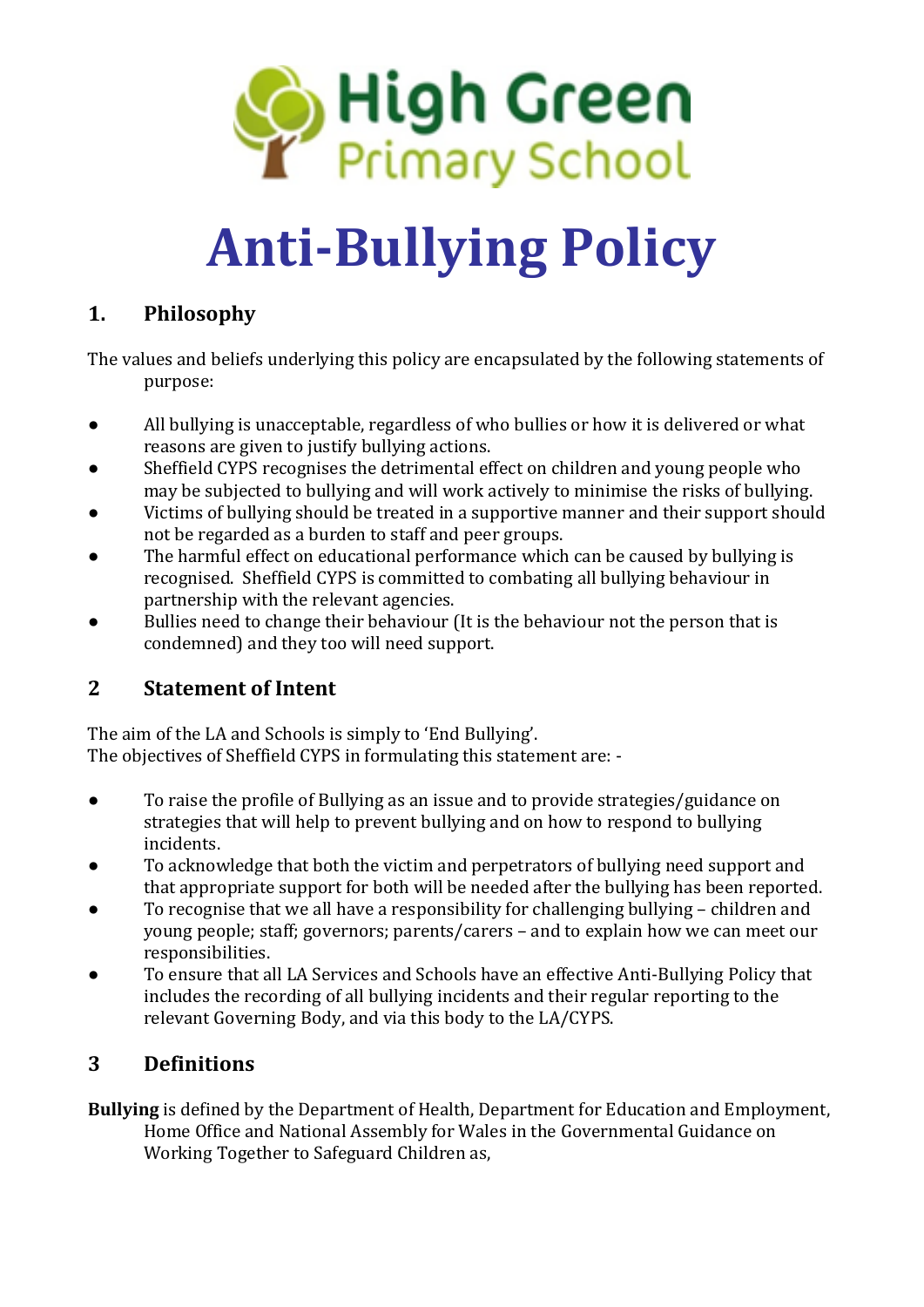High Green Primary School

# Anti-Bullying Policy

## 1. Philosophy

The values and beliefs underlying this policy are encapsulated by the following statements of purpose:

- All bullying is unacceptable, regardless of who bullies or how it is delivered or what reasons are given to justify bullying actions.
- Sheffield CYPS recognises the detrimental effect on children and young people who may be subjected to bullying and will work actively to minimise the risks of bullying.
- Victims of bullying should be treated in a supportive manner and their support should not be regarded as a burden to staff and peer groups.
- The harmful effect on educational performance which can be caused by bullying is recognised. Sheffield CYPS is committed to combating all bullying behaviour in partnership with the relevant agencies.
- Bullies need to change their behaviour (It is the behaviour not the person that is condemned) and they too will need support.

## 2 Statement of Intent

The aim of the LA and Schools is simply to 'End Bullying'.
The objectives of Sheffield CYPS in formulating this statement are: -

- To raise the profile of Bullying as an issue and to provide strategies/guidance on strategies that will help to prevent bullying and on how to respond to bullying incidents.
- To acknowledge that both the victim and perpetrators of bullying need support and that appropriate support for both will be needed after the bullying has been reported.
- To recognise that we all have a responsibility for challenging bullying – children and young people; staff; governors; parents/carers – and to explain how we can meet our responsibilities.
- To ensure that all LA Services and Schools have an effective Anti-Bullying Policy that includes the recording of all bullying incidents and their regular reporting to the relevant Governing Body, and via this body to the LA/CYPS.

## 3 Definitions

**Bullying** is defined by the Department of Health, Department for Education and Employment, Home Office and National Assembly for Wales in the Governmental Guidance on Working Together to Safeguard Children as,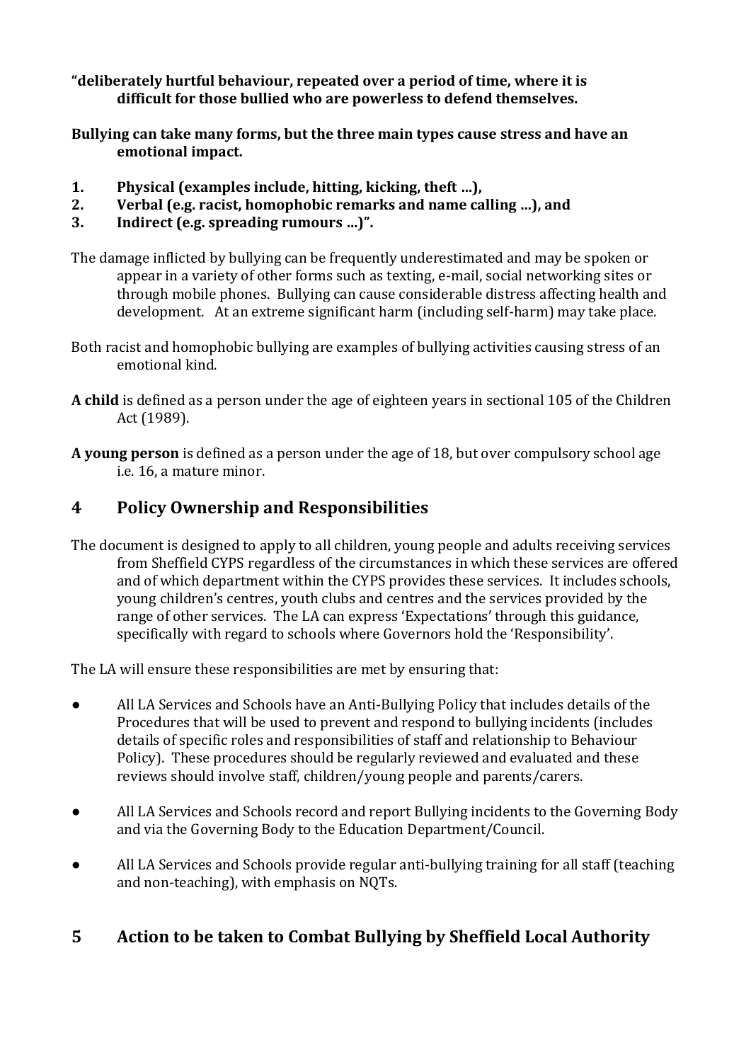**"deliberately hurtful behaviour, repeated over a period of time, where it is difficult for those bullied who are powerless to defend themselves.**

**Bullying can take many forms, but the three main types cause stress and have an emotional impact.**

1. **Physical (examples include, hitting, kicking, theft ...),**
2. **Verbal (e.g. racist, homophobic remarks and name calling ...), and**
3. **Indirect (e.g. spreading rumours ...)".**

The damage inflicted by bullying can be frequently underestimated and may be spoken or appear in a variety of other forms such as texting, e-mail, social networking sites or through mobile phones. Bullying can cause considerable distress affecting health and development. At an extreme significant harm (including self-harm) may take place.

Both racist and homophobic bullying are examples of bullying activities causing stress of an emotional kind.

**A child** is defined as a person under the age of eighteen years in sectional 105 of the Children Act (1989).

**A young person** is defined as a person under the age of 18, but over compulsory school age i.e. 16, a mature minor.

## 4 Policy Ownership and Responsibilities

The document is designed to apply to all children, young people and adults receiving services from Sheffield CYPS regardless of the circumstances in which these services are offered and of which department within the CYPS provides these services. It includes schools, young children's centres, youth clubs and centres and the services provided by the range of other services. The LA can express 'Expectations' through this guidance, specifically with regard to schools where Governors hold the 'Responsibility'.

The LA will ensure these responsibilities are met by ensuring that:

- All LA Services and Schools have an Anti-Bullying Policy that includes details of the Procedures that will be used to prevent and respond to bullying incidents (includes details of specific roles and responsibilities of staff and relationship to Behaviour Policy). These procedures should be regularly reviewed and evaluated and these reviews should involve staff, children/young people and parents/carers.

- All LA Services and Schools record and report Bullying incidents to the Governing Body and via the Governing Body to the Education Department/Council.

- All LA Services and Schools provide regular anti-bullying training for all staff (teaching and non-teaching), with emphasis on NQTs.

## 5 Action to be taken to Combat Bullying by Sheffield Local Authority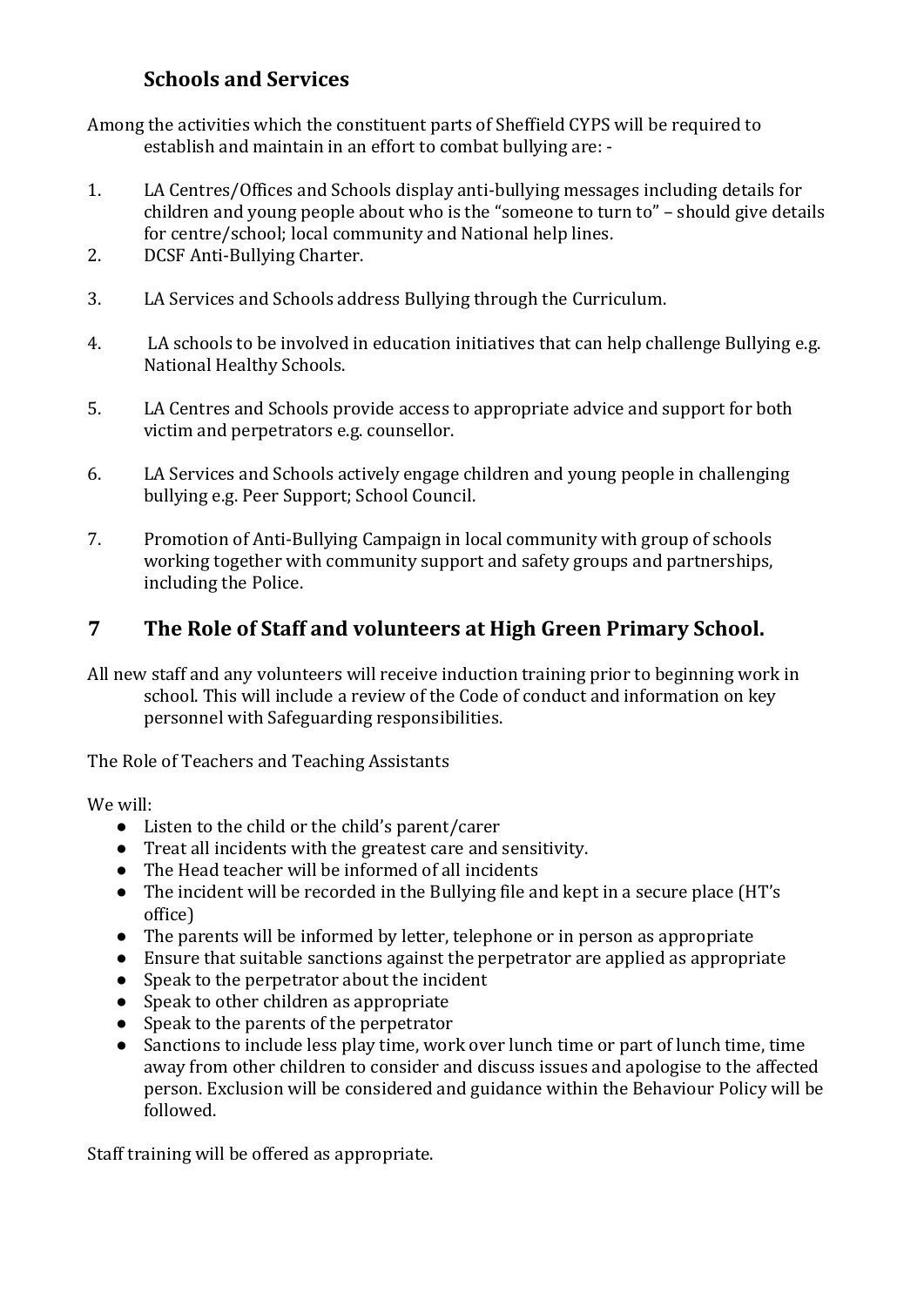### Schools and Services

Among the activities which the constituent parts of Sheffield CYPS will be required to establish and maintain in an effort to combat bullying are: -

1. LA Centres/Offices and Schools display anti-bullying messages including details for children and young people about who is the "someone to turn to" – should give details for centre/school; local community and National help lines.
2. DCSF Anti-Bullying Charter.
3. LA Services and Schools address Bullying through the Curriculum.
4. LA schools to be involved in education initiatives that can help challenge Bullying e.g. National Healthy Schools.
5. LA Centres and Schools provide access to appropriate advice and support for both victim and perpetrators e.g. counsellor.
6. LA Services and Schools actively engage children and young people in challenging bullying e.g. Peer Support; School Council.
7. Promotion of Anti-Bullying Campaign in local community with group of schools working together with community support and safety groups and partnerships, including the Police.

## 7 The Role of Staff and volunteers at High Green Primary School.

All new staff and any volunteers will receive induction training prior to beginning work in school. This will include a review of the Code of conduct and information on key personnel with Safeguarding responsibilities.

The Role of Teachers and Teaching Assistants

We will:

- Listen to the child or the child's parent/carer
- Treat all incidents with the greatest care and sensitivity.
- The Head teacher will be informed of all incidents
- The incident will be recorded in the Bullying file and kept in a secure place (HT's office)
- The parents will be informed by letter, telephone or in person as appropriate
- Ensure that suitable sanctions against the perpetrator are applied as appropriate
- Speak to the perpetrator about the incident
- Speak to other children as appropriate
- Speak to the parents of the perpetrator
- Sanctions to include less play time, work over lunch time or part of lunch time, time away from other children to consider and discuss issues and apologise to the affected person. Exclusion will be considered and guidance within the Behaviour Policy will be followed.

Staff training will be offered as appropriate.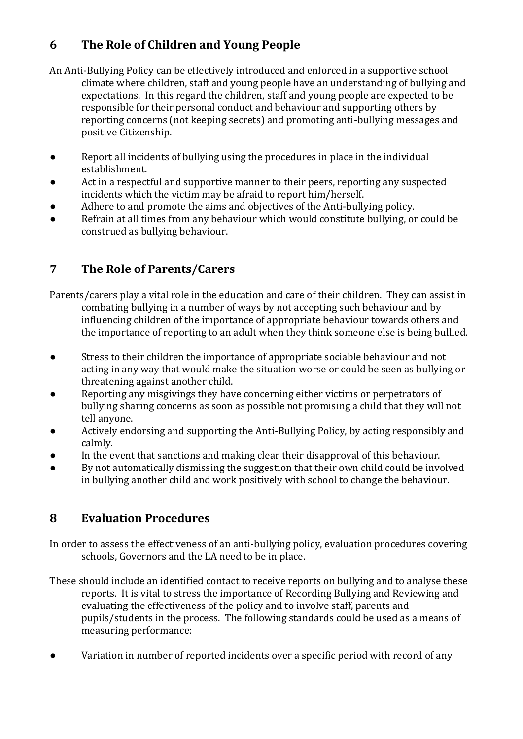## 6 The Role of Children and Young People

An Anti-Bullying Policy can be effectively introduced and enforced in a supportive school climate where children, staff and young people have an understanding of bullying and expectations. In this regard the children, staff and young people are expected to be responsible for their personal conduct and behaviour and supporting others by reporting concerns (not keeping secrets) and promoting anti-bullying messages and positive Citizenship.

- Report all incidents of bullying using the procedures in place in the individual establishment.
- Act in a respectful and supportive manner to their peers, reporting any suspected incidents which the victim may be afraid to report him/herself.
- Adhere to and promote the aims and objectives of the Anti-bullying policy.
- Refrain at all times from any behaviour which would constitute bullying, or could be construed as bullying behaviour.

## 7 The Role of Parents/Carers

Parents/carers play a vital role in the education and care of their children. They can assist in combating bullying in a number of ways by not accepting such behaviour and by influencing children of the importance of appropriate behaviour towards others and the importance of reporting to an adult when they think someone else is being bullied.

- Stress to their children the importance of appropriate sociable behaviour and not acting in any way that would make the situation worse or could be seen as bullying or threatening against another child.
- Reporting any misgivings they have concerning either victims or perpetrators of bullying sharing concerns as soon as possible not promising a child that they will not tell anyone.
- Actively endorsing and supporting the Anti-Bullying Policy, by acting responsibly and calmly.
- In the event that sanctions and making clear their disapproval of this behaviour.
- By not automatically dismissing the suggestion that their own child could be involved in bullying another child and work positively with school to change the behaviour.

## 8 Evaluation Procedures

In order to assess the effectiveness of an anti-bullying policy, evaluation procedures covering schools, Governors and the LA need to be in place.

These should include an identified contact to receive reports on bullying and to analyse these reports. It is vital to stress the importance of Recording Bullying and Reviewing and evaluating the effectiveness of the policy and to involve staff, parents and pupils/students in the process. The following standards could be used as a means of measuring performance:

- Variation in number of reported incidents over a specific period with record of any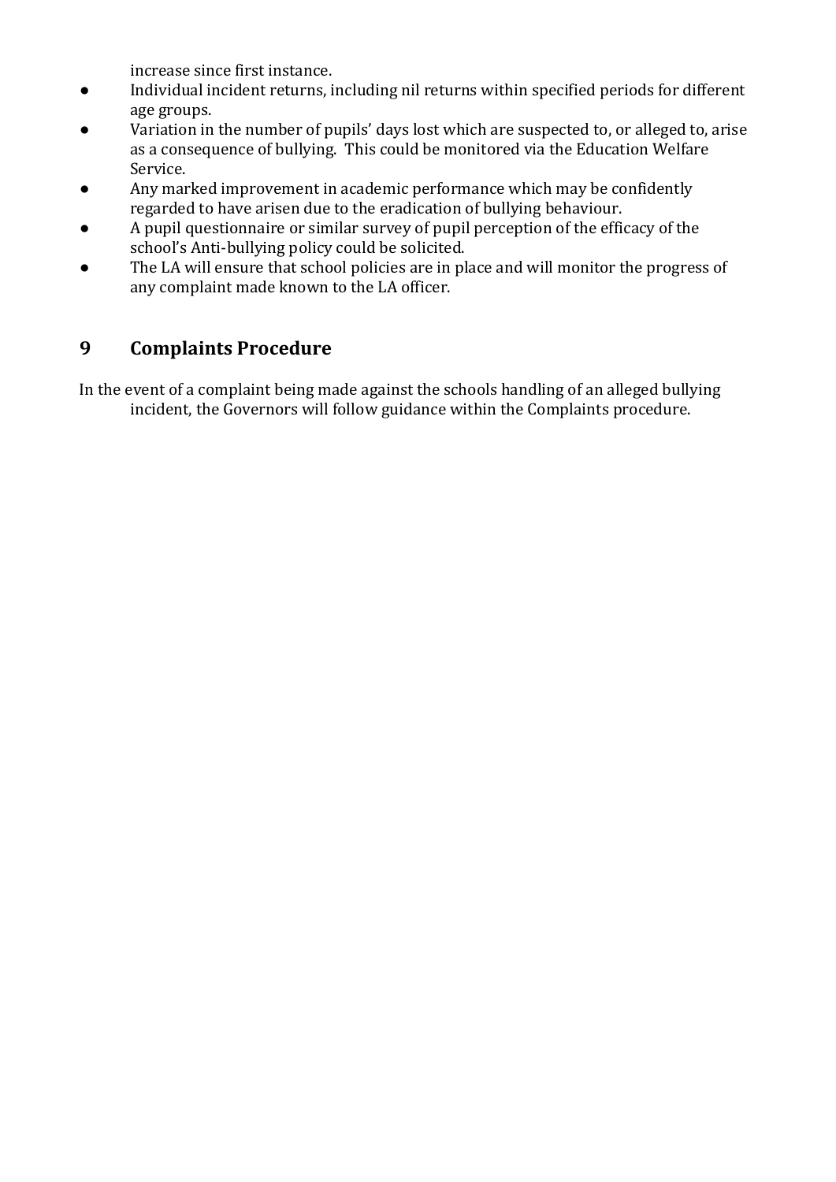increase since first instance.

- Individual incident returns, including nil returns within specified periods for different age groups.
- Variation in the number of pupils' days lost which are suspected to, or alleged to, arise as a consequence of bullying. This could be monitored via the Education Welfare Service.
- Any marked improvement in academic performance which may be confidently regarded to have arisen due to the eradication of bullying behaviour.
- A pupil questionnaire or similar survey of pupil perception of the efficacy of the school's Anti-bullying policy could be solicited.
- The LA will ensure that school policies are in place and will monitor the progress of any complaint made known to the LA officer.

## 9 Complaints Procedure

In the event of a complaint being made against the schools handling of an alleged bullying incident, the Governors will follow guidance within the Complaints procedure.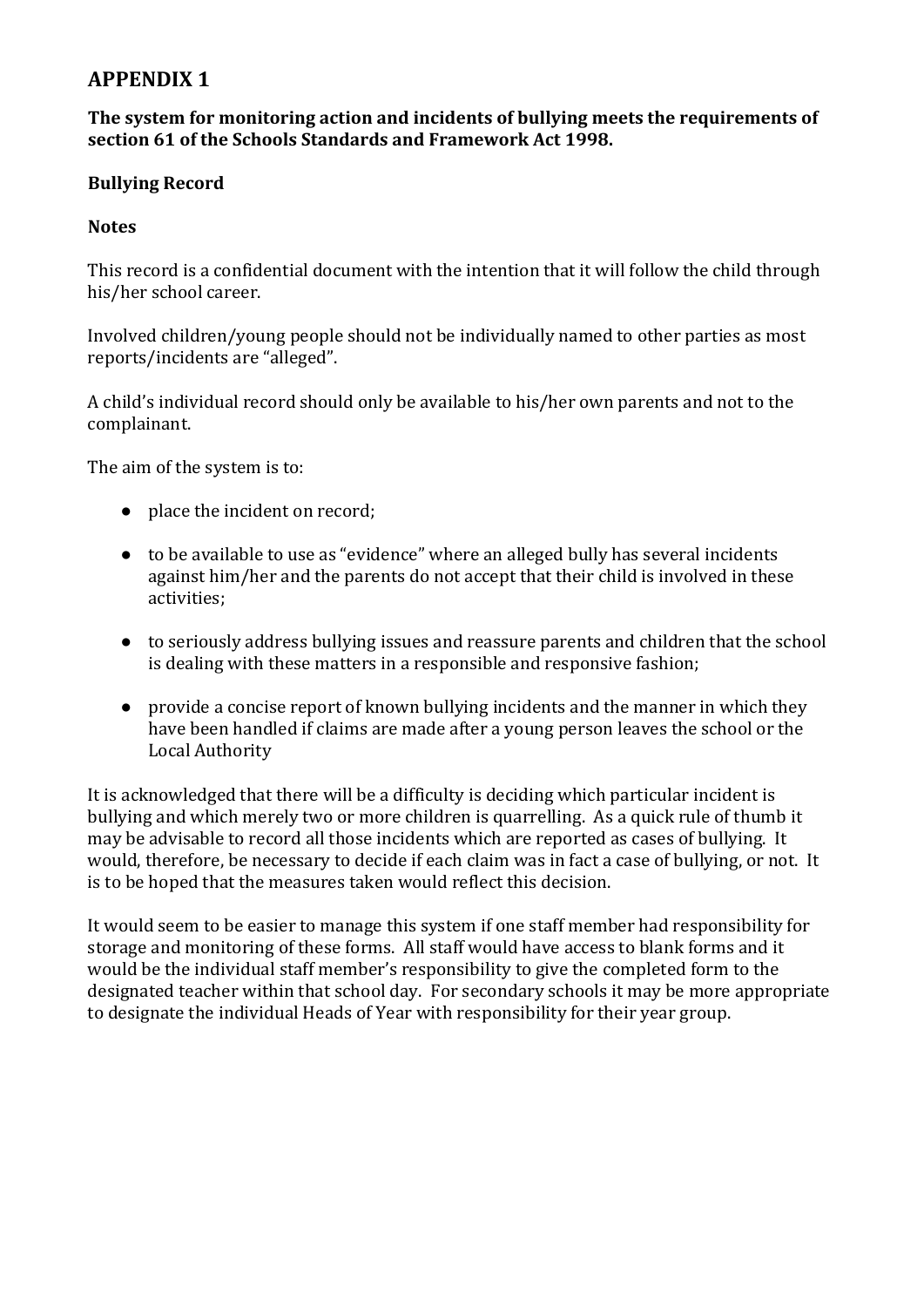# APPENDIX 1

**The system for monitoring action and incidents of bullying meets the requirements of section 61 of the Schools Standards and Framework Act 1998.**

**Bullying Record**

**Notes**

This record is a confidential document with the intention that it will follow the child through his/her school career.

Involved children/young people should not be individually named to other parties as most reports/incidents are "alleged".

A child's individual record should only be available to his/her own parents and not to the complainant.

The aim of the system is to:

- place the incident on record;
- to be available to use as "evidence" where an alleged bully has several incidents against him/her and the parents do not accept that their child is involved in these activities;
- to seriously address bullying issues and reassure parents and children that the school is dealing with these matters in a responsible and responsive fashion;
- provide a concise report of known bullying incidents and the manner in which they have been handled if claims are made after a young person leaves the school or the Local Authority

It is acknowledged that there will be a difficulty is deciding which particular incident is bullying and which merely two or more children is quarrelling. As a quick rule of thumb it may be advisable to record all those incidents which are reported as cases of bullying. It would, therefore, be necessary to decide if each claim was in fact a case of bullying, or not. It is to be hoped that the measures taken would reflect this decision.

It would seem to be easier to manage this system if one staff member had responsibility for storage and monitoring of these forms. All staff would have access to blank forms and it would be the individual staff member's responsibility to give the completed form to the designated teacher within that school day. For secondary schools it may be more appropriate to designate the individual Heads of Year with responsibility for their year group.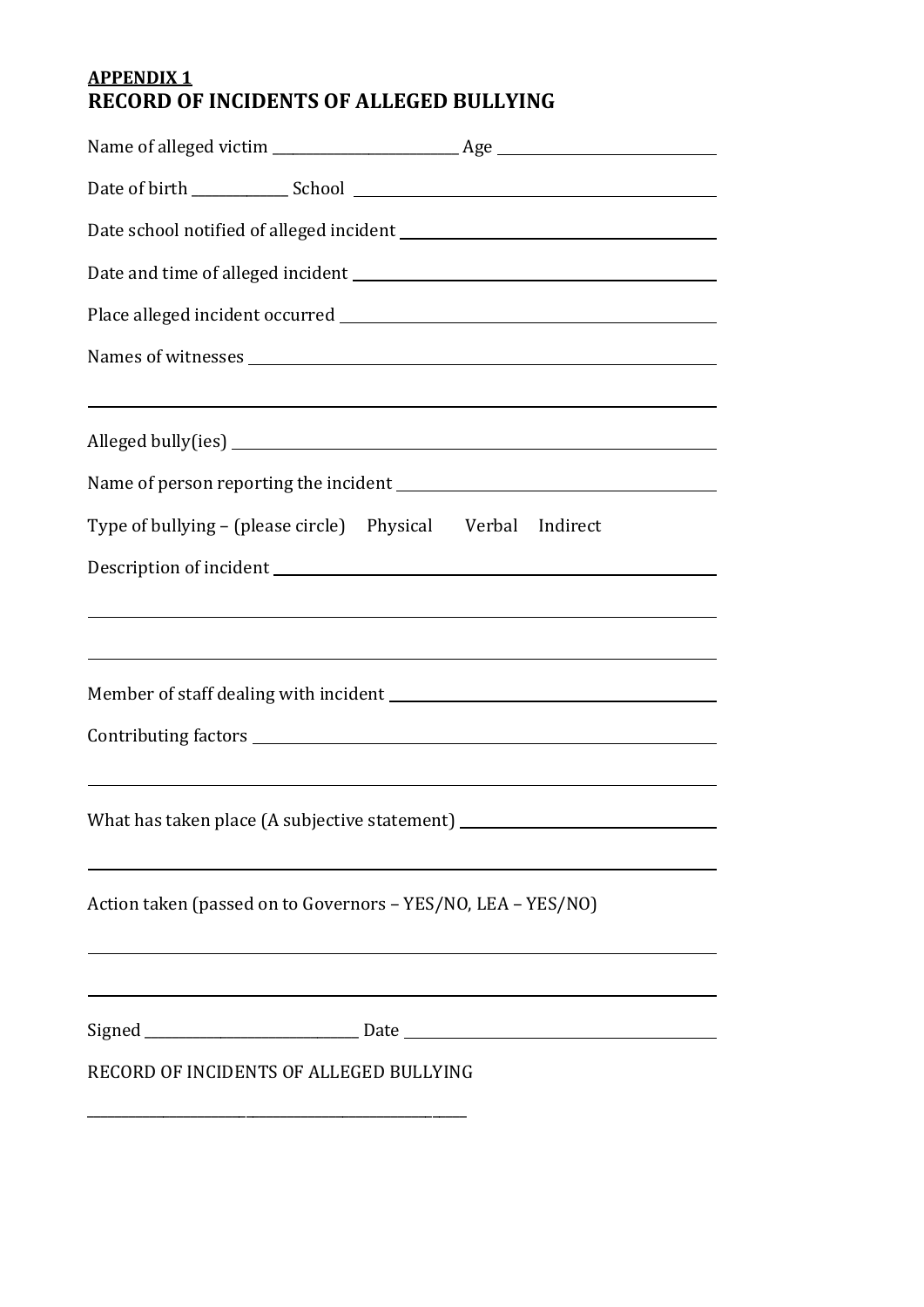**APPENDIX 1**

## RECORD OF INCIDENTS OF ALLEGED BULLYING

Name of alleged victim ____________________ Age ____________________

Date of birth __________ School ____________________________________

Date school notified of alleged incident ______________________________

Date and time of alleged incident ____________________________________

Place alleged incident occurred ______________________________________

Names of witnesses _______________________________________________

_________________________________________________________________

Alleged bully(ies) _________________________________________________

Name of person reporting the incident ________________________________

Type of bullying – (please circle) Physical Verbal Indirect

Description of incident _____________________________________________

_________________________________________________________________

_________________________________________________________________

Member of staff dealing with incident _________________________________

Contributing factors ________________________________________________

_________________________________________________________________

What has taken place (A subjective statement) __________________________

_________________________________________________________________

Action taken (passed on to Governors – YES/NO, LEA – YES/NO)

_________________________________________________________________

_________________________________________________________________

Signed ______________________ Date ______________________________

RECORD OF INCIDENTS OF ALLEGED BULLYING

_______________________________________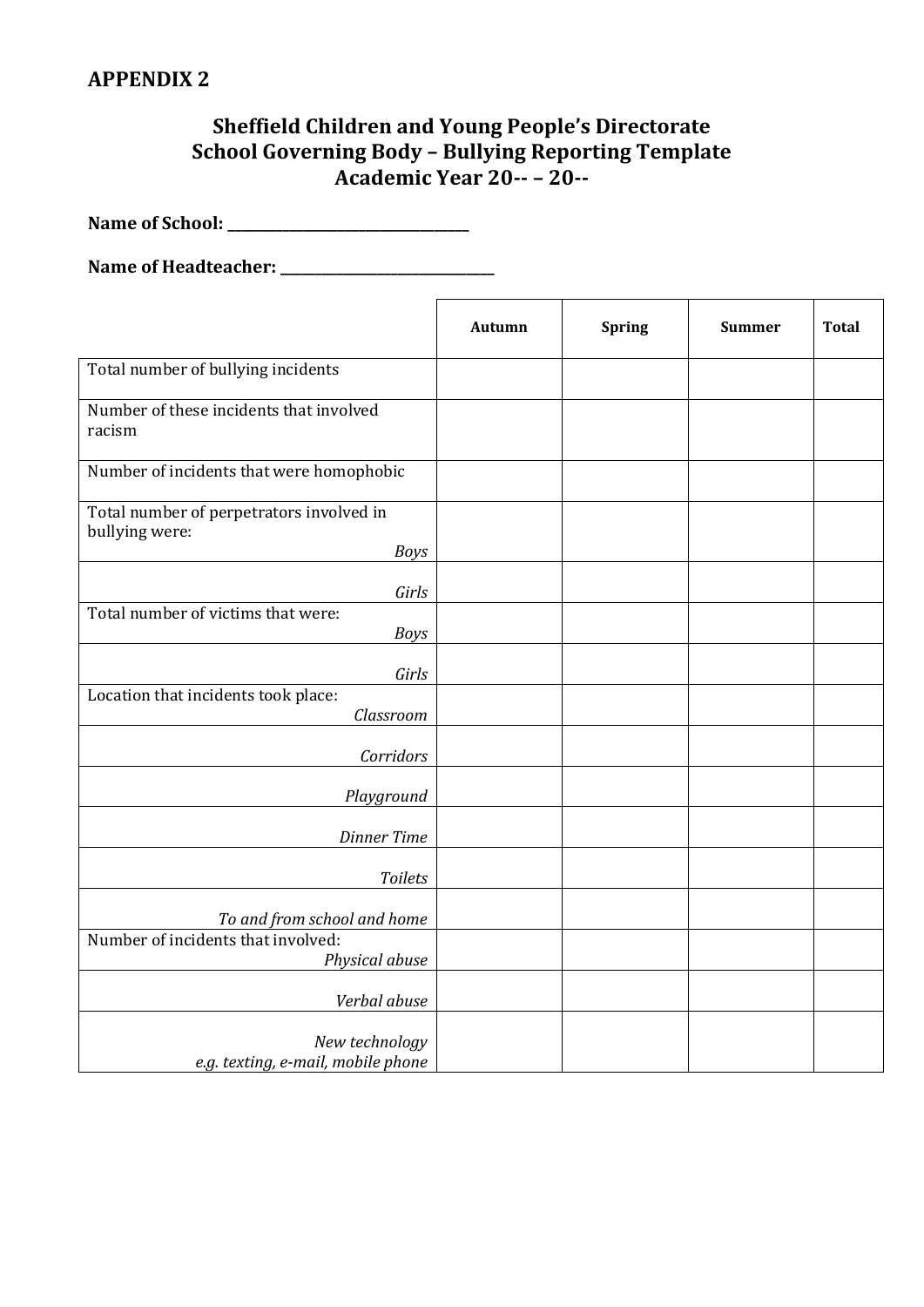## APPENDIX 2

### Sheffield Children and Young People's Directorate
### School Governing Body – Bullying Reporting Template
### Academic Year 20-- – 20--

**Name of School: ___________________________**

**Name of Headteacher: _______________________**

| | Autumn | Spring | Summer | Total |
|---|---|---|---|---|
| Total number of bullying incidents | | | | |
| Number of these incidents that involved racism | | | | |
| Number of incidents that were homophobic | | | | |
| Total number of perpetrators involved in bullying were: *Boys* | | | | |
| *Girls* | | | | |
| Total number of victims that were: *Boys* | | | | |
| *Girls* | | | | |
| Location that incidents took place: *Classroom* | | | | |
| *Corridors* | | | | |
| *Playground* | | | | |
| *Dinner Time* | | | | |
| *Toilets* | | | | |
| *To and from school and home* | | | | |
| Number of incidents that involved: *Physical abuse* | | | | |
| *Verbal abuse* | | | | |
| *New technology e.g. texting, e-mail, mobile phone* | | | | |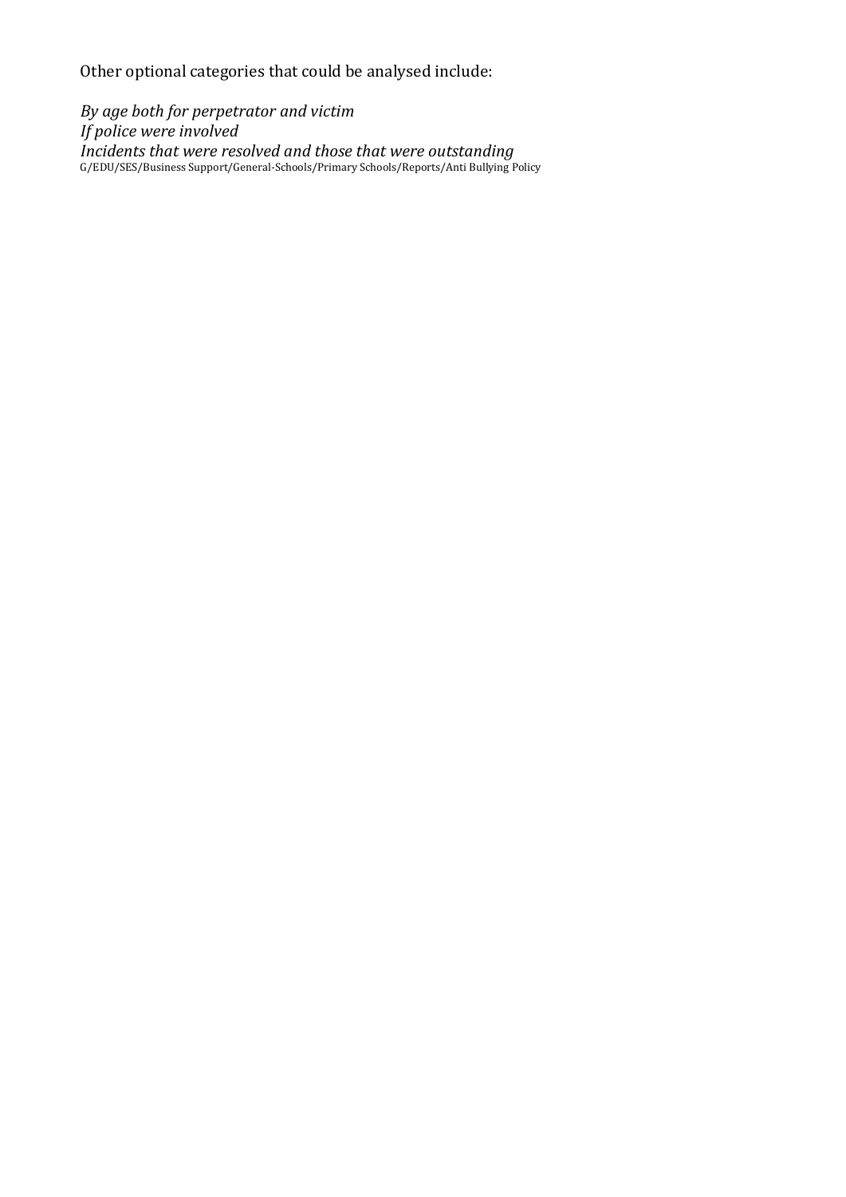Other optional categories that could be analysed include:

*By age both for perpetrator and victim*
*If police were involved*
*Incidents that were resolved and those that were outstanding*
G/EDU/SES/Business Support/General-Schools/Primary Schools/Reports/Anti Bullying Policy